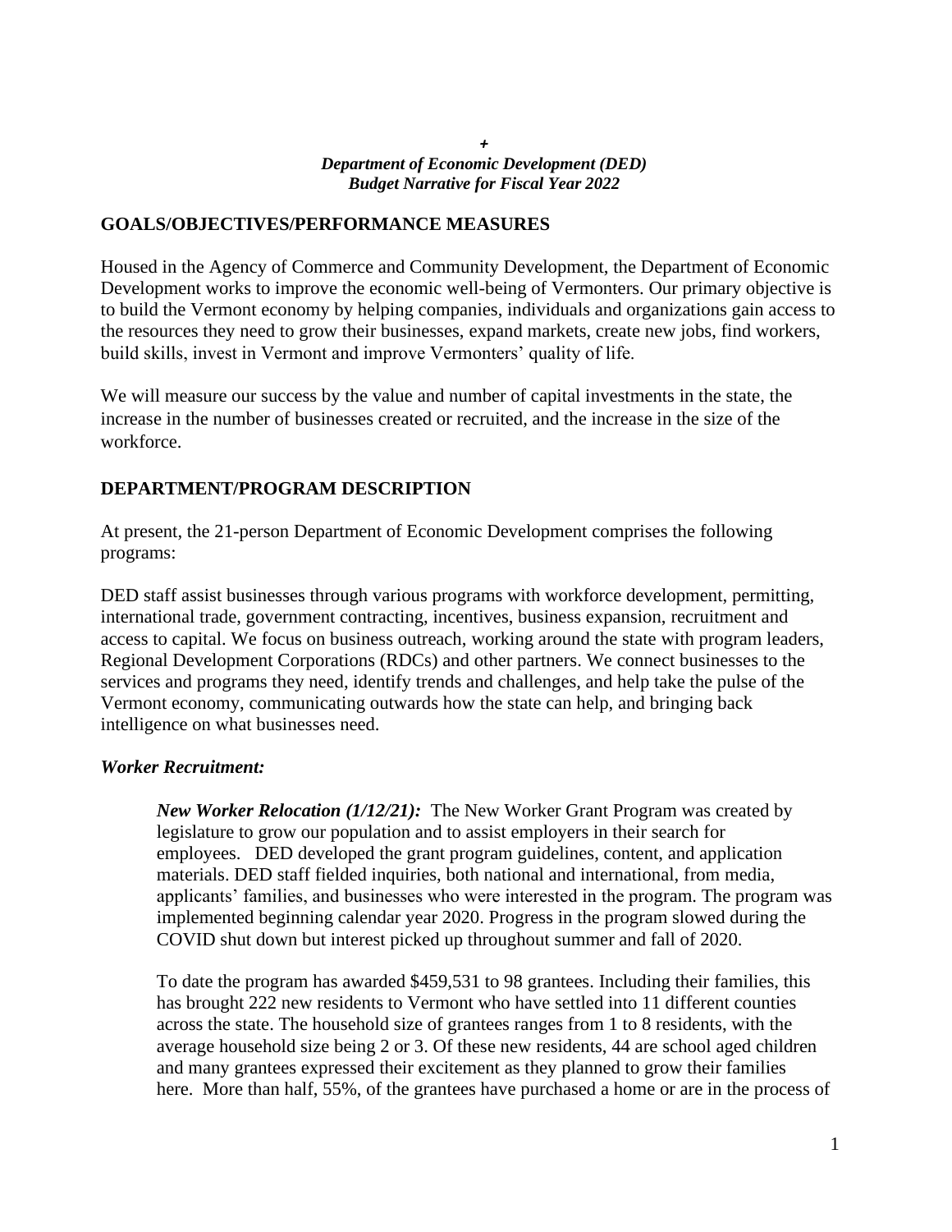+

***Department of Economic Development (DED)***
***Budget Narrative for Fiscal Year 2022***

## GOALS/OBJECTIVES/PERFORMANCE MEASURES

Housed in the Agency of Commerce and Community Development, the Department of Economic Development works to improve the economic well-being of Vermonters. Our primary objective is to build the Vermont economy by helping companies, individuals and organizations gain access to the resources they need to grow their businesses, expand markets, create new jobs, find workers, build skills, invest in Vermont and improve Vermonters' quality of life.

We will measure our success by the value and number of capital investments in the state, the increase in the number of businesses created or recruited, and the increase in the size of the workforce.

## DEPARTMENT/PROGRAM DESCRIPTION

At present, the 21-person Department of Economic Development comprises the following programs:

DED staff assist businesses through various programs with workforce development, permitting, international trade, government contracting, incentives, business expansion, recruitment and access to capital. We focus on business outreach, working around the state with program leaders, Regional Development Corporations (RDCs) and other partners. We connect businesses to the services and programs they need, identify trends and challenges, and help take the pulse of the Vermont economy, communicating outwards how the state can help, and bringing back intelligence on what businesses need.

### *Worker Recruitment:*

***New Worker Relocation (1/12/21):*** The New Worker Grant Program was created by legislature to grow our population and to assist employers in their search for employees. DED developed the grant program guidelines, content, and application materials. DED staff fielded inquiries, both national and international, from media, applicants' families, and businesses who were interested in the program. The program was implemented beginning calendar year 2020. Progress in the program slowed during the COVID shut down but interest picked up throughout summer and fall of 2020.

To date the program has awarded $459,531 to 98 grantees. Including their families, this has brought 222 new residents to Vermont who have settled into 11 different counties across the state. The household size of grantees ranges from 1 to 8 residents, with the average household size being 2 or 3. Of these new residents, 44 are school aged children and many grantees expressed their excitement as they planned to grow their families here. More than half, 55%, of the grantees have purchased a home or are in the process of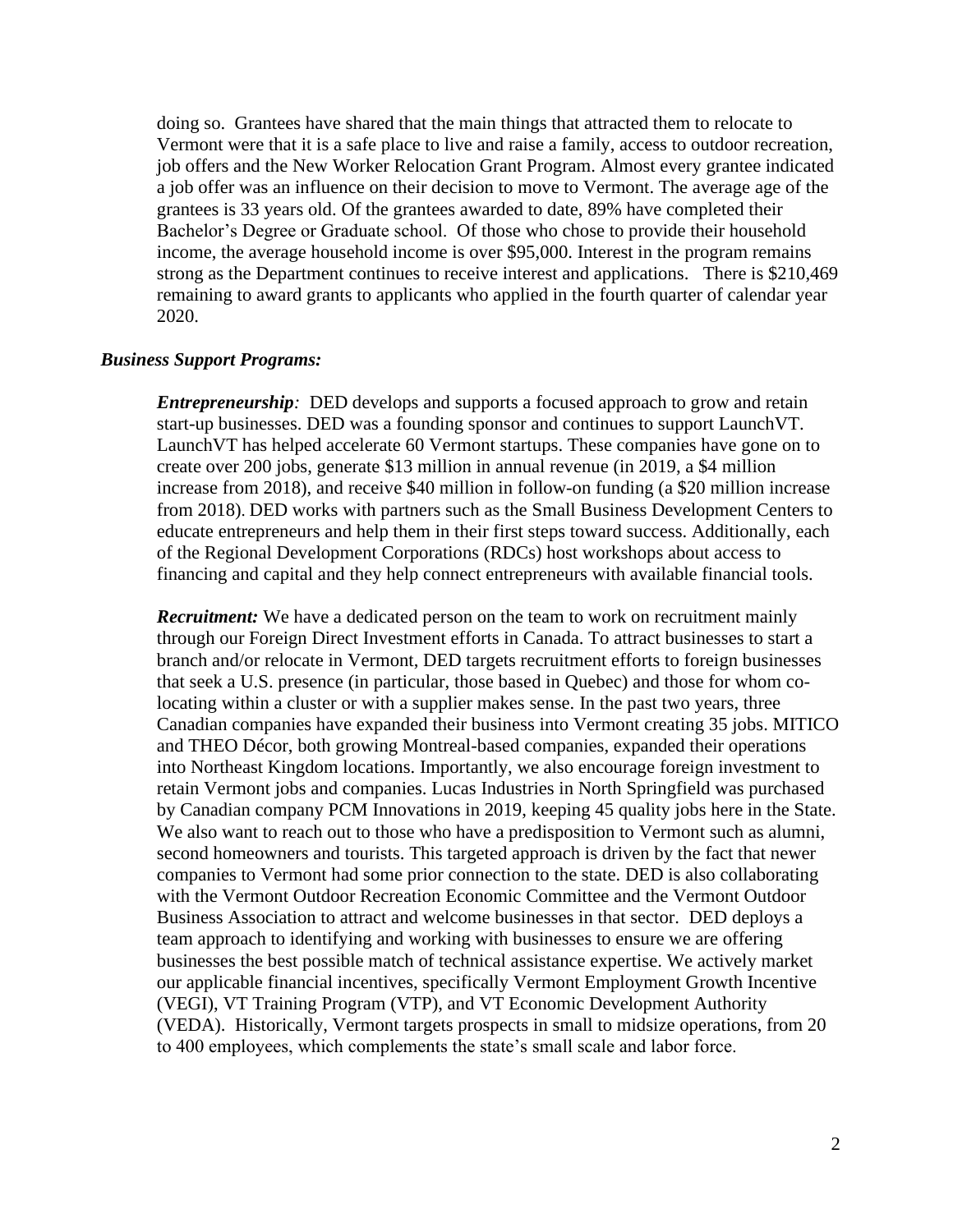doing so. Grantees have shared that the main things that attracted them to relocate to Vermont were that it is a safe place to live and raise a family, access to outdoor recreation, job offers and the New Worker Relocation Grant Program. Almost every grantee indicated a job offer was an influence on their decision to move to Vermont. The average age of the grantees is 33 years old. Of the grantees awarded to date, 89% have completed their Bachelor's Degree or Graduate school. Of those who chose to provide their household income, the average household income is over $95,000. Interest in the program remains strong as the Department continues to receive interest and applications. There is $210,469 remaining to award grants to applicants who applied in the fourth quarter of calendar year 2020.

***Business Support Programs:***

***Entrepreneurship**:* DED develops and supports a focused approach to grow and retain start-up businesses. DED was a founding sponsor and continues to support LaunchVT. LaunchVT has helped accelerate 60 Vermont startups. These companies have gone on to create over 200 jobs, generate $13 million in annual revenue (in 2019, a $4 million increase from 2018), and receive $40 million in follow-on funding (a $20 million increase from 2018). DED works with partners such as the Small Business Development Centers to educate entrepreneurs and help them in their first steps toward success. Additionally, each of the Regional Development Corporations (RDCs) host workshops about access to financing and capital and they help connect entrepreneurs with available financial tools.

***Recruitment:*** We have a dedicated person on the team to work on recruitment mainly through our Foreign Direct Investment efforts in Canada. To attract businesses to start a branch and/or relocate in Vermont, DED targets recruitment efforts to foreign businesses that seek a U.S. presence (in particular, those based in Quebec) and those for whom co-locating within a cluster or with a supplier makes sense. In the past two years, three Canadian companies have expanded their business into Vermont creating 35 jobs. MITICO and THEO Décor, both growing Montreal-based companies, expanded their operations into Northeast Kingdom locations. Importantly, we also encourage foreign investment to retain Vermont jobs and companies. Lucas Industries in North Springfield was purchased by Canadian company PCM Innovations in 2019, keeping 45 quality jobs here in the State. We also want to reach out to those who have a predisposition to Vermont such as alumni, second homeowners and tourists. This targeted approach is driven by the fact that newer companies to Vermont had some prior connection to the state. DED is also collaborating with the Vermont Outdoor Recreation Economic Committee and the Vermont Outdoor Business Association to attract and welcome businesses in that sector. DED deploys a team approach to identifying and working with businesses to ensure we are offering businesses the best possible match of technical assistance expertise. We actively market our applicable financial incentives, specifically Vermont Employment Growth Incentive (VEGI), VT Training Program (VTP), and VT Economic Development Authority (VEDA). Historically, Vermont targets prospects in small to midsize operations, from 20 to 400 employees, which complements the state's small scale and labor force.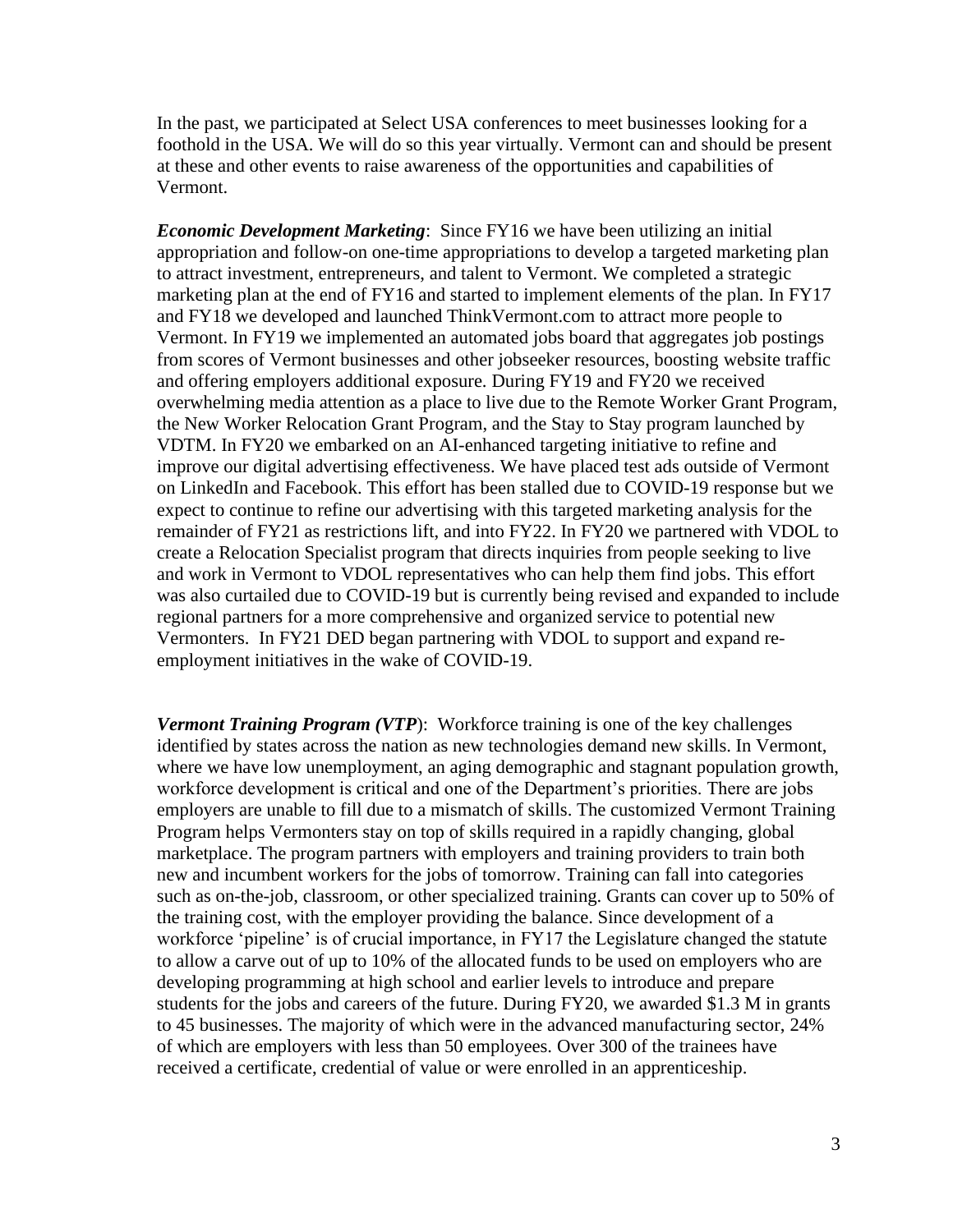In the past, we participated at Select USA conferences to meet businesses looking for a foothold in the USA. We will do so this year virtually. Vermont can and should be present at these and other events to raise awareness of the opportunities and capabilities of Vermont.

***Economic Development Marketing***: Since FY16 we have been utilizing an initial appropriation and follow-on one-time appropriations to develop a targeted marketing plan to attract investment, entrepreneurs, and talent to Vermont. We completed a strategic marketing plan at the end of FY16 and started to implement elements of the plan. In FY17 and FY18 we developed and launched ThinkVermont.com to attract more people to Vermont. In FY19 we implemented an automated jobs board that aggregates job postings from scores of Vermont businesses and other jobseeker resources, boosting website traffic and offering employers additional exposure. During FY19 and FY20 we received overwhelming media attention as a place to live due to the Remote Worker Grant Program, the New Worker Relocation Grant Program, and the Stay to Stay program launched by VDTM. In FY20 we embarked on an AI-enhanced targeting initiative to refine and improve our digital advertising effectiveness. We have placed test ads outside of Vermont on LinkedIn and Facebook. This effort has been stalled due to COVID-19 response but we expect to continue to refine our advertising with this targeted marketing analysis for the remainder of FY21 as restrictions lift, and into FY22. In FY20 we partnered with VDOL to create a Relocation Specialist program that directs inquiries from people seeking to live and work in Vermont to VDOL representatives who can help them find jobs. This effort was also curtailed due to COVID-19 but is currently being revised and expanded to include regional partners for a more comprehensive and organized service to potential new Vermonters. In FY21 DED began partnering with VDOL to support and expand re-employment initiatives in the wake of COVID-19.

***Vermont Training Program (VTP)***: Workforce training is one of the key challenges identified by states across the nation as new technologies demand new skills. In Vermont, where we have low unemployment, an aging demographic and stagnant population growth, workforce development is critical and one of the Department's priorities. There are jobs employers are unable to fill due to a mismatch of skills. The customized Vermont Training Program helps Vermonters stay on top of skills required in a rapidly changing, global marketplace. The program partners with employers and training providers to train both new and incumbent workers for the jobs of tomorrow. Training can fall into categories such as on-the-job, classroom, or other specialized training. Grants can cover up to 50% of the training cost, with the employer providing the balance. Since development of a workforce 'pipeline' is of crucial importance, in FY17 the Legislature changed the statute to allow a carve out of up to 10% of the allocated funds to be used on employers who are developing programming at high school and earlier levels to introduce and prepare students for the jobs and careers of the future. During FY20, we awarded \$1.3 M in grants to 45 businesses. The majority of which were in the advanced manufacturing sector, 24% of which are employers with less than 50 employees. Over 300 of the trainees have received a certificate, credential of value or were enrolled in an apprenticeship.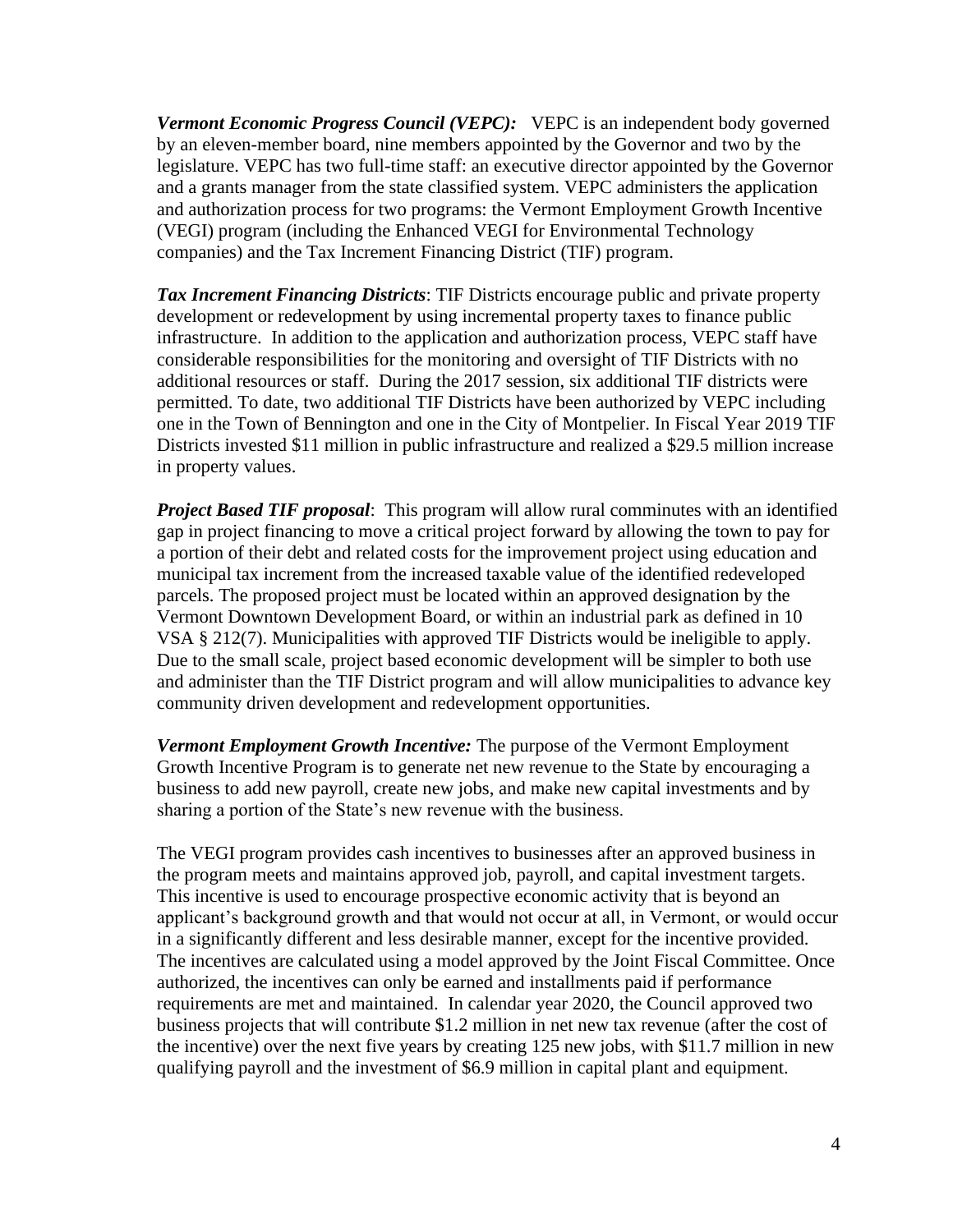***Vermont Economic Progress Council (VEPC):*** VEPC is an independent body governed by an eleven-member board, nine members appointed by the Governor and two by the legislature. VEPC has two full-time staff: an executive director appointed by the Governor and a grants manager from the state classified system. VEPC administers the application and authorization process for two programs: the Vermont Employment Growth Incentive (VEGI) program (including the Enhanced VEGI for Environmental Technology companies) and the Tax Increment Financing District (TIF) program.

***Tax Increment Financing Districts***: TIF Districts encourage public and private property development or redevelopment by using incremental property taxes to finance public infrastructure. In addition to the application and authorization process, VEPC staff have considerable responsibilities for the monitoring and oversight of TIF Districts with no additional resources or staff. During the 2017 session, six additional TIF districts were permitted. To date, two additional TIF Districts have been authorized by VEPC including one in the Town of Bennington and one in the City of Montpelier. In Fiscal Year 2019 TIF Districts invested $11 million in public infrastructure and realized a $29.5 million increase in property values.

***Project Based TIF proposal***: This program will allow rural comminutes with an identified gap in project financing to move a critical project forward by allowing the town to pay for a portion of their debt and related costs for the improvement project using education and municipal tax increment from the increased taxable value of the identified redeveloped parcels. The proposed project must be located within an approved designation by the Vermont Downtown Development Board, or within an industrial park as defined in 10 VSA § 212(7). Municipalities with approved TIF Districts would be ineligible to apply. Due to the small scale, project based economic development will be simpler to both use and administer than the TIF District program and will allow municipalities to advance key community driven development and redevelopment opportunities.

***Vermont Employment Growth Incentive:*** The purpose of the Vermont Employment Growth Incentive Program is to generate net new revenue to the State by encouraging a business to add new payroll, create new jobs, and make new capital investments and by sharing a portion of the State's new revenue with the business.

The VEGI program provides cash incentives to businesses after an approved business in the program meets and maintains approved job, payroll, and capital investment targets. This incentive is used to encourage prospective economic activity that is beyond an applicant's background growth and that would not occur at all, in Vermont, or would occur in a significantly different and less desirable manner, except for the incentive provided. The incentives are calculated using a model approved by the Joint Fiscal Committee. Once authorized, the incentives can only be earned and installments paid if performance requirements are met and maintained. In calendar year 2020, the Council approved two business projects that will contribute $1.2 million in net new tax revenue (after the cost of the incentive) over the next five years by creating 125 new jobs, with $11.7 million in new qualifying payroll and the investment of $6.9 million in capital plant and equipment.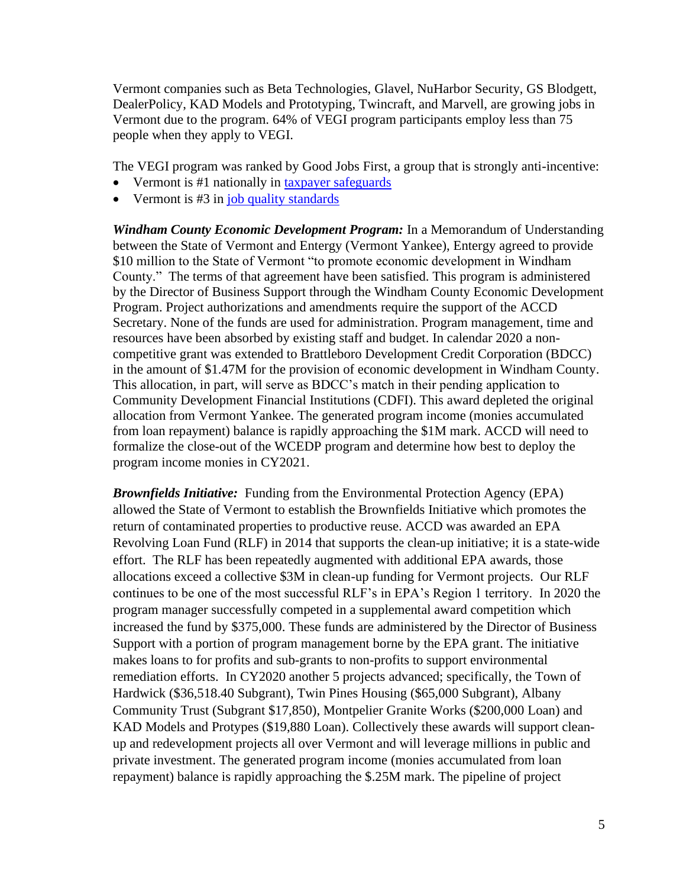Vermont companies such as Beta Technologies, Glavel, NuHarbor Security, GS Blodgett, DealerPolicy, KAD Models and Prototyping, Twincraft, and Marvell, are growing jobs in Vermont due to the program. 64% of VEGI program participants employ less than 75 people when they apply to VEGI.

The VEGI program was ranked by Good Jobs First, a group that is strongly anti-incentive:

- Vermont is #1 nationally in taxpayer safeguards
- Vermont is #3 in job quality standards

***Windham County Economic Development Program:*** In a Memorandum of Understanding between the State of Vermont and Entergy (Vermont Yankee), Entergy agreed to provide \$10 million to the State of Vermont "to promote economic development in Windham County." The terms of that agreement have been satisfied. This program is administered by the Director of Business Support through the Windham County Economic Development Program. Project authorizations and amendments require the support of the ACCD Secretary. None of the funds are used for administration. Program management, time and resources have been absorbed by existing staff and budget. In calendar 2020 a non-competitive grant was extended to Brattleboro Development Credit Corporation (BDCC) in the amount of \$1.47M for the provision of economic development in Windham County. This allocation, in part, will serve as BDCC's match in their pending application to Community Development Financial Institutions (CDFI). This award depleted the original allocation from Vermont Yankee. The generated program income (monies accumulated from loan repayment) balance is rapidly approaching the \$1M mark. ACCD will need to formalize the close-out of the WCEDP program and determine how best to deploy the program income monies in CY2021.

***Brownfields Initiative:*** Funding from the Environmental Protection Agency (EPA) allowed the State of Vermont to establish the Brownfields Initiative which promotes the return of contaminated properties to productive reuse. ACCD was awarded an EPA Revolving Loan Fund (RLF) in 2014 that supports the clean-up initiative; it is a state-wide effort. The RLF has been repeatedly augmented with additional EPA awards, those allocations exceed a collective \$3M in clean-up funding for Vermont projects. Our RLF continues to be one of the most successful RLF's in EPA's Region 1 territory. In 2020 the program manager successfully competed in a supplemental award competition which increased the fund by \$375,000. These funds are administered by the Director of Business Support with a portion of program management borne by the EPA grant. The initiative makes loans to for profits and sub-grants to non-profits to support environmental remediation efforts. In CY2020 another 5 projects advanced; specifically, the Town of Hardwick (\$36,518.40 Subgrant), Twin Pines Housing (\$65,000 Subgrant), Albany Community Trust (Subgrant \$17,850), Montpelier Granite Works (\$200,000 Loan) and KAD Models and Protypes (\$19,880 Loan). Collectively these awards will support clean-up and redevelopment projects all over Vermont and will leverage millions in public and private investment. The generated program income (monies accumulated from loan repayment) balance is rapidly approaching the \$.25M mark. The pipeline of project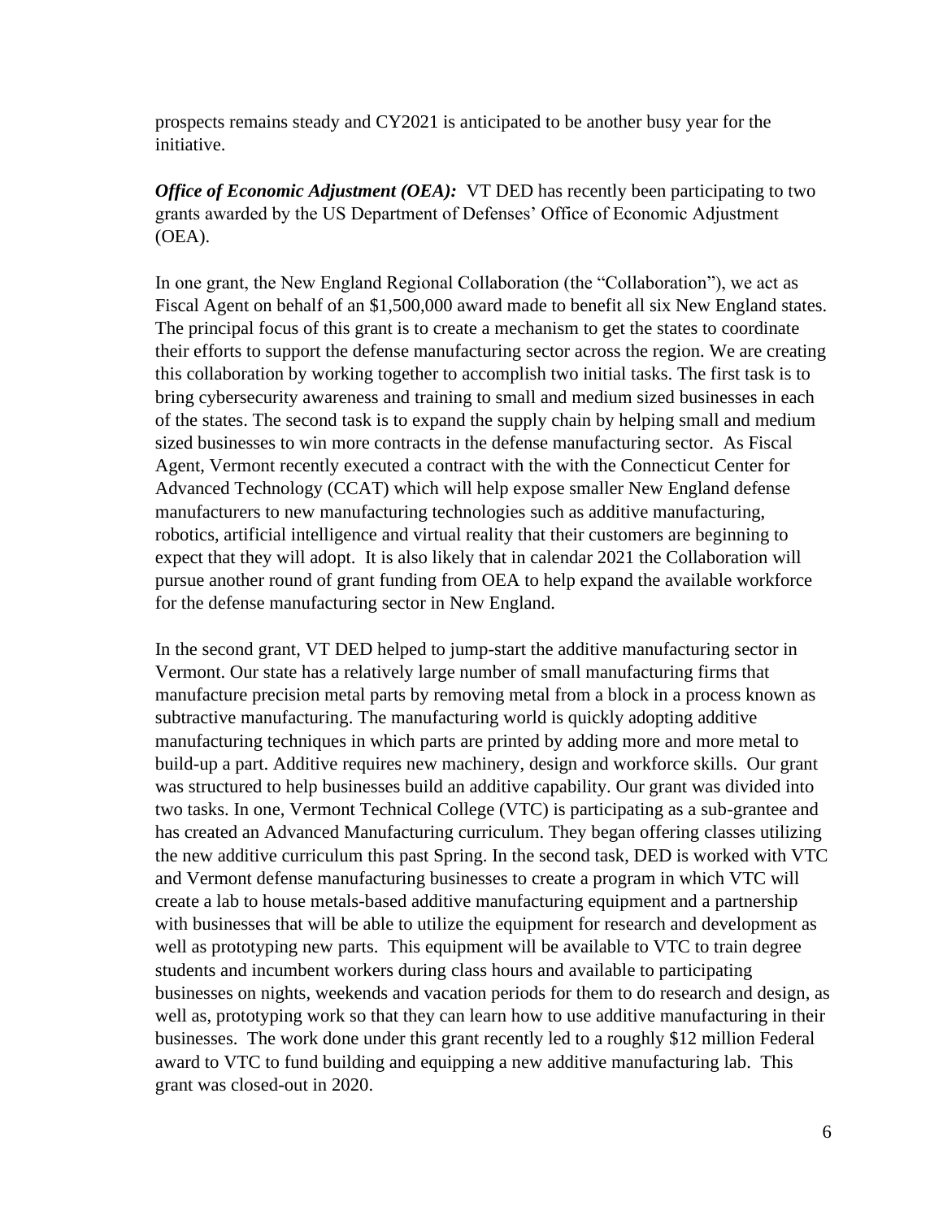prospects remains steady and CY2021 is anticipated to be another busy year for the initiative.

***Office of Economic Adjustment (OEA):*** VT DED has recently been participating to two grants awarded by the US Department of Defenses' Office of Economic Adjustment (OEA).

In one grant, the New England Regional Collaboration (the "Collaboration"), we act as Fiscal Agent on behalf of an $1,500,000 award made to benefit all six New England states. The principal focus of this grant is to create a mechanism to get the states to coordinate their efforts to support the defense manufacturing sector across the region. We are creating this collaboration by working together to accomplish two initial tasks. The first task is to bring cybersecurity awareness and training to small and medium sized businesses in each of the states. The second task is to expand the supply chain by helping small and medium sized businesses to win more contracts in the defense manufacturing sector. As Fiscal Agent, Vermont recently executed a contract with the with the Connecticut Center for Advanced Technology (CCAT) which will help expose smaller New England defense manufacturers to new manufacturing technologies such as additive manufacturing, robotics, artificial intelligence and virtual reality that their customers are beginning to expect that they will adopt. It is also likely that in calendar 2021 the Collaboration will pursue another round of grant funding from OEA to help expand the available workforce for the defense manufacturing sector in New England.

In the second grant, VT DED helped to jump-start the additive manufacturing sector in Vermont. Our state has a relatively large number of small manufacturing firms that manufacture precision metal parts by removing metal from a block in a process known as subtractive manufacturing. The manufacturing world is quickly adopting additive manufacturing techniques in which parts are printed by adding more and more metal to build-up a part. Additive requires new machinery, design and workforce skills. Our grant was structured to help businesses build an additive capability. Our grant was divided into two tasks. In one, Vermont Technical College (VTC) is participating as a sub-grantee and has created an Advanced Manufacturing curriculum. They began offering classes utilizing the new additive curriculum this past Spring. In the second task, DED is worked with VTC and Vermont defense manufacturing businesses to create a program in which VTC will create a lab to house metals-based additive manufacturing equipment and a partnership with businesses that will be able to utilize the equipment for research and development as well as prototyping new parts. This equipment will be available to VTC to train degree students and incumbent workers during class hours and available to participating businesses on nights, weekends and vacation periods for them to do research and design, as well as, prototyping work so that they can learn how to use additive manufacturing in their businesses. The work done under this grant recently led to a roughly $12 million Federal award to VTC to fund building and equipping a new additive manufacturing lab. This grant was closed-out in 2020.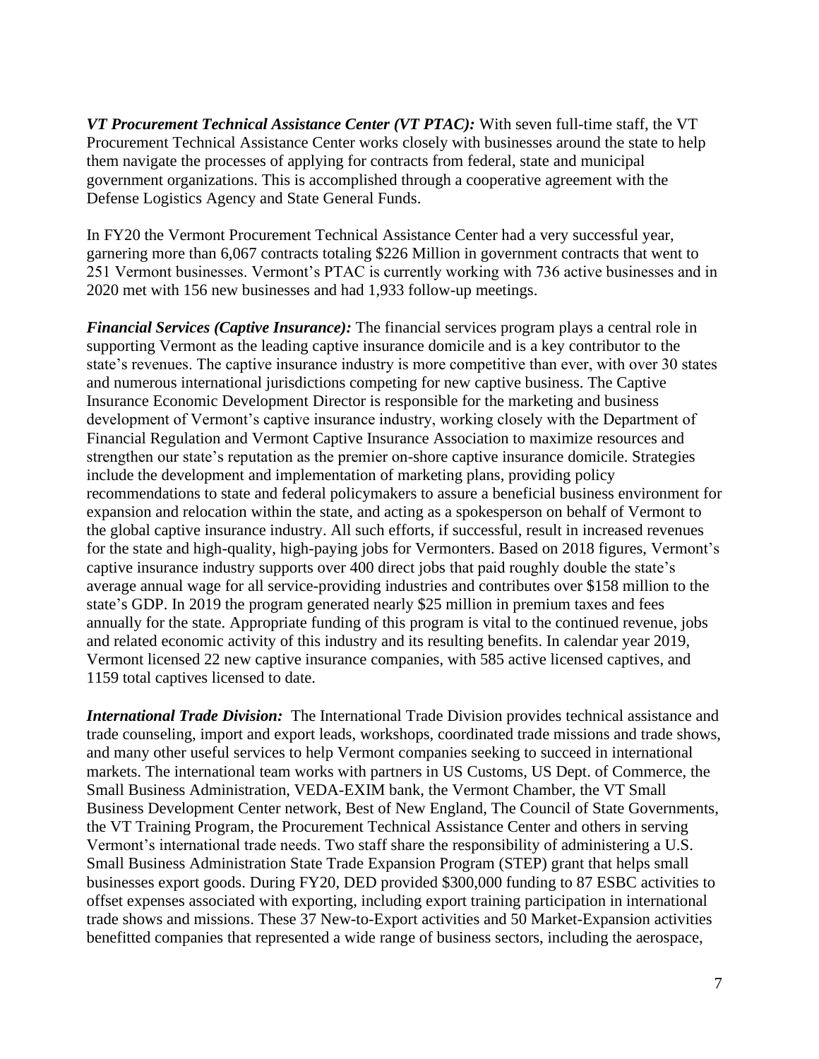***VT Procurement Technical Assistance Center (VT PTAC):*** With seven full-time staff, the VT Procurement Technical Assistance Center works closely with businesses around the state to help them navigate the processes of applying for contracts from federal, state and municipal government organizations. This is accomplished through a cooperative agreement with the Defense Logistics Agency and State General Funds.

In FY20 the Vermont Procurement Technical Assistance Center had a very successful year, garnering more than 6,067 contracts totaling $226 Million in government contracts that went to 251 Vermont businesses. Vermont's PTAC is currently working with 736 active businesses and in 2020 met with 156 new businesses and had 1,933 follow-up meetings.

***Financial Services (Captive Insurance):*** The financial services program plays a central role in supporting Vermont as the leading captive insurance domicile and is a key contributor to the state's revenues. The captive insurance industry is more competitive than ever, with over 30 states and numerous international jurisdictions competing for new captive business. The Captive Insurance Economic Development Director is responsible for the marketing and business development of Vermont's captive insurance industry, working closely with the Department of Financial Regulation and Vermont Captive Insurance Association to maximize resources and strengthen our state's reputation as the premier on-shore captive insurance domicile. Strategies include the development and implementation of marketing plans, providing policy recommendations to state and federal policymakers to assure a beneficial business environment for expansion and relocation within the state, and acting as a spokesperson on behalf of Vermont to the global captive insurance industry. All such efforts, if successful, result in increased revenues for the state and high-quality, high-paying jobs for Vermonters. Based on 2018 figures, Vermont's captive insurance industry supports over 400 direct jobs that paid roughly double the state's average annual wage for all service-providing industries and contributes over $158 million to the state's GDP. In 2019 the program generated nearly $25 million in premium taxes and fees annually for the state. Appropriate funding of this program is vital to the continued revenue, jobs and related economic activity of this industry and its resulting benefits. In calendar year 2019, Vermont licensed 22 new captive insurance companies, with 585 active licensed captives, and 1159 total captives licensed to date.

***International Trade Division:*** The International Trade Division provides technical assistance and trade counseling, import and export leads, workshops, coordinated trade missions and trade shows, and many other useful services to help Vermont companies seeking to succeed in international markets. The international team works with partners in US Customs, US Dept. of Commerce, the Small Business Administration, VEDA-EXIM bank, the Vermont Chamber, the VT Small Business Development Center network, Best of New England, The Council of State Governments, the VT Training Program, the Procurement Technical Assistance Center and others in serving Vermont's international trade needs. Two staff share the responsibility of administering a U.S. Small Business Administration State Trade Expansion Program (STEP) grant that helps small businesses export goods. During FY20, DED provided $300,000 funding to 87 ESBC activities to offset expenses associated with exporting, including export training participation in international trade shows and missions. These 37 New-to-Export activities and 50 Market-Expansion activities benefitted companies that represented a wide range of business sectors, including the aerospace,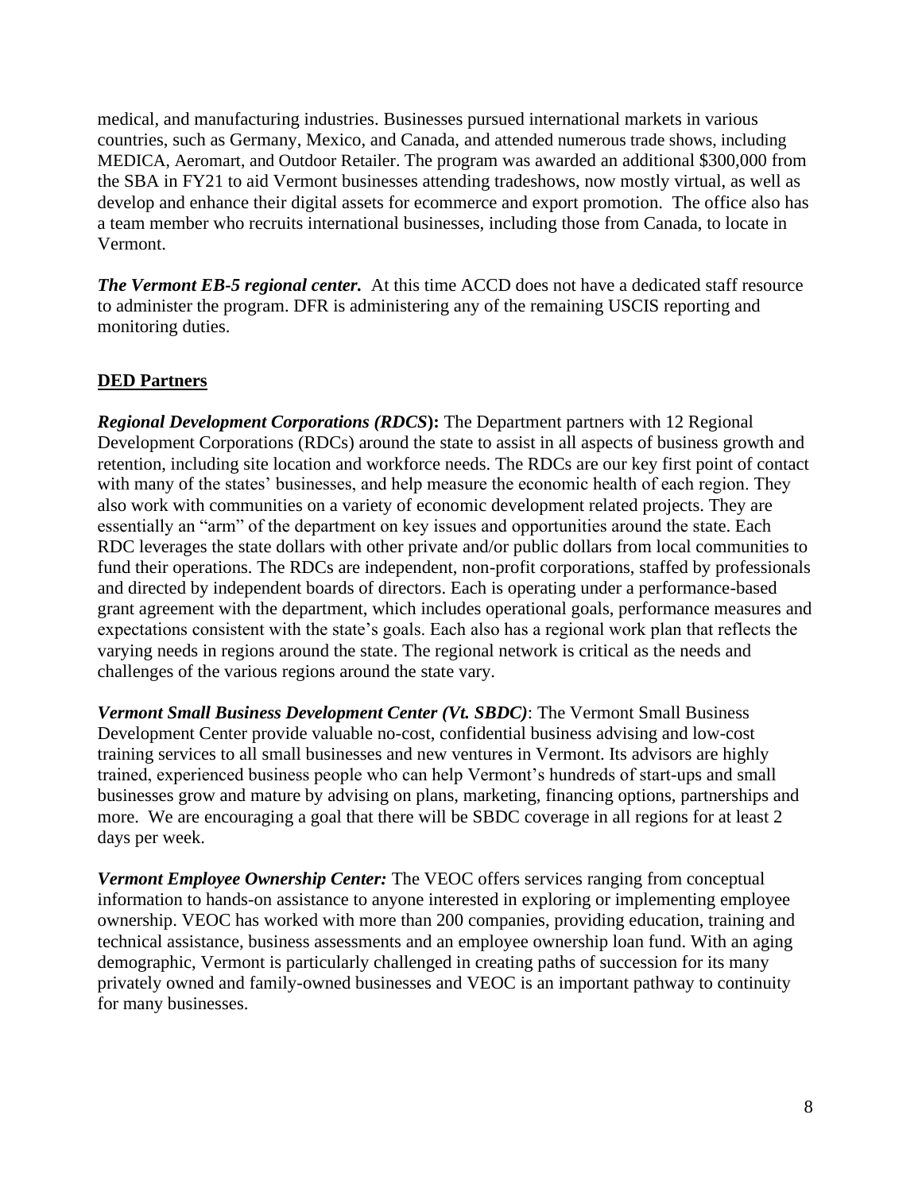medical, and manufacturing industries. Businesses pursued international markets in various countries, such as Germany, Mexico, and Canada, and attended numerous trade shows, including MEDICA, Aeromart, and Outdoor Retailer. The program was awarded an additional $300,000 from the SBA in FY21 to aid Vermont businesses attending tradeshows, now mostly virtual, as well as develop and enhance their digital assets for ecommerce and export promotion. The office also has a team member who recruits international businesses, including those from Canada, to locate in Vermont.

***The Vermont EB-5 regional center.*** At this time ACCD does not have a dedicated staff resource to administer the program. DFR is administering any of the remaining USCIS reporting and monitoring duties.

## DED Partners

***Regional Development Corporations (RDCS)*:** The Department partners with 12 Regional Development Corporations (RDCs) around the state to assist in all aspects of business growth and retention, including site location and workforce needs. The RDCs are our key first point of contact with many of the states' businesses, and help measure the economic health of each region. They also work with communities on a variety of economic development related projects. They are essentially an "arm" of the department on key issues and opportunities around the state. Each RDC leverages the state dollars with other private and/or public dollars from local communities to fund their operations. The RDCs are independent, non-profit corporations, staffed by professionals and directed by independent boards of directors. Each is operating under a performance-based grant agreement with the department, which includes operational goals, performance measures and expectations consistent with the state's goals. Each also has a regional work plan that reflects the varying needs in regions around the state. The regional network is critical as the needs and challenges of the various regions around the state vary.

***Vermont Small Business Development Center (Vt. SBDC)***: The Vermont Small Business Development Center provide valuable no-cost, confidential business advising and low-cost training services to all small businesses and new ventures in Vermont. Its advisors are highly trained, experienced business people who can help Vermont's hundreds of start-ups and small businesses grow and mature by advising on plans, marketing, financing options, partnerships and more. We are encouraging a goal that there will be SBDC coverage in all regions for at least 2 days per week.

***Vermont Employee Ownership Center:*** The VEOC offers services ranging from conceptual information to hands-on assistance to anyone interested in exploring or implementing employee ownership. VEOC has worked with more than 200 companies, providing education, training and technical assistance, business assessments and an employee ownership loan fund. With an aging demographic, Vermont is particularly challenged in creating paths of succession for its many privately owned and family-owned businesses and VEOC is an important pathway to continuity for many businesses.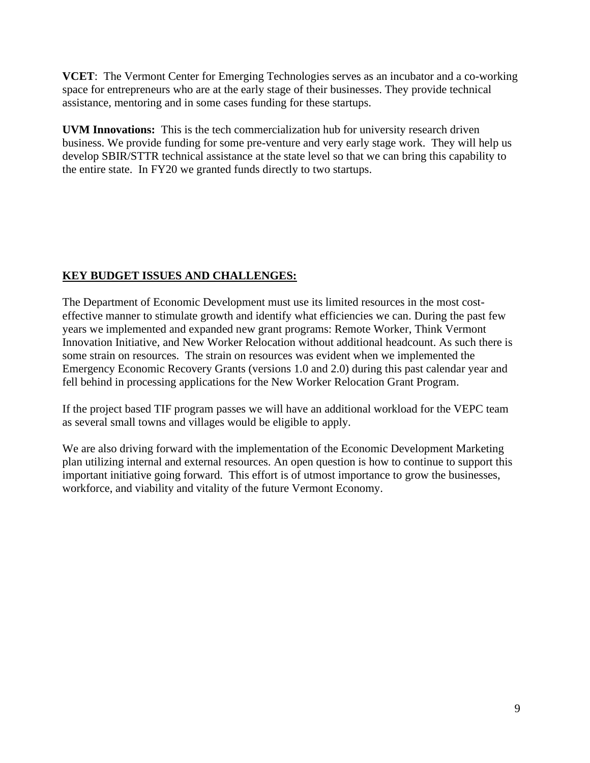**VCET**: The Vermont Center for Emerging Technologies serves as an incubator and a co-working space for entrepreneurs who are at the early stage of their businesses. They provide technical assistance, mentoring and in some cases funding for these startups.

**UVM Innovations:** This is the tech commercialization hub for university research driven business. We provide funding for some pre-venture and very early stage work. They will help us develop SBIR/STTR technical assistance at the state level so that we can bring this capability to the entire state. In FY20 we granted funds directly to two startups.

## **KEY BUDGET ISSUES AND CHALLENGES:**

The Department of Economic Development must use its limited resources in the most cost-effective manner to stimulate growth and identify what efficiencies we can. During the past few years we implemented and expanded new grant programs: Remote Worker, Think Vermont Innovation Initiative, and New Worker Relocation without additional headcount. As such there is some strain on resources. The strain on resources was evident when we implemented the Emergency Economic Recovery Grants (versions 1.0 and 2.0) during this past calendar year and fell behind in processing applications for the New Worker Relocation Grant Program.

If the project based TIF program passes we will have an additional workload for the VEPC team as several small towns and villages would be eligible to apply.

We are also driving forward with the implementation of the Economic Development Marketing plan utilizing internal and external resources. An open question is how to continue to support this important initiative going forward. This effort is of utmost importance to grow the businesses, workforce, and viability and vitality of the future Vermont Economy.